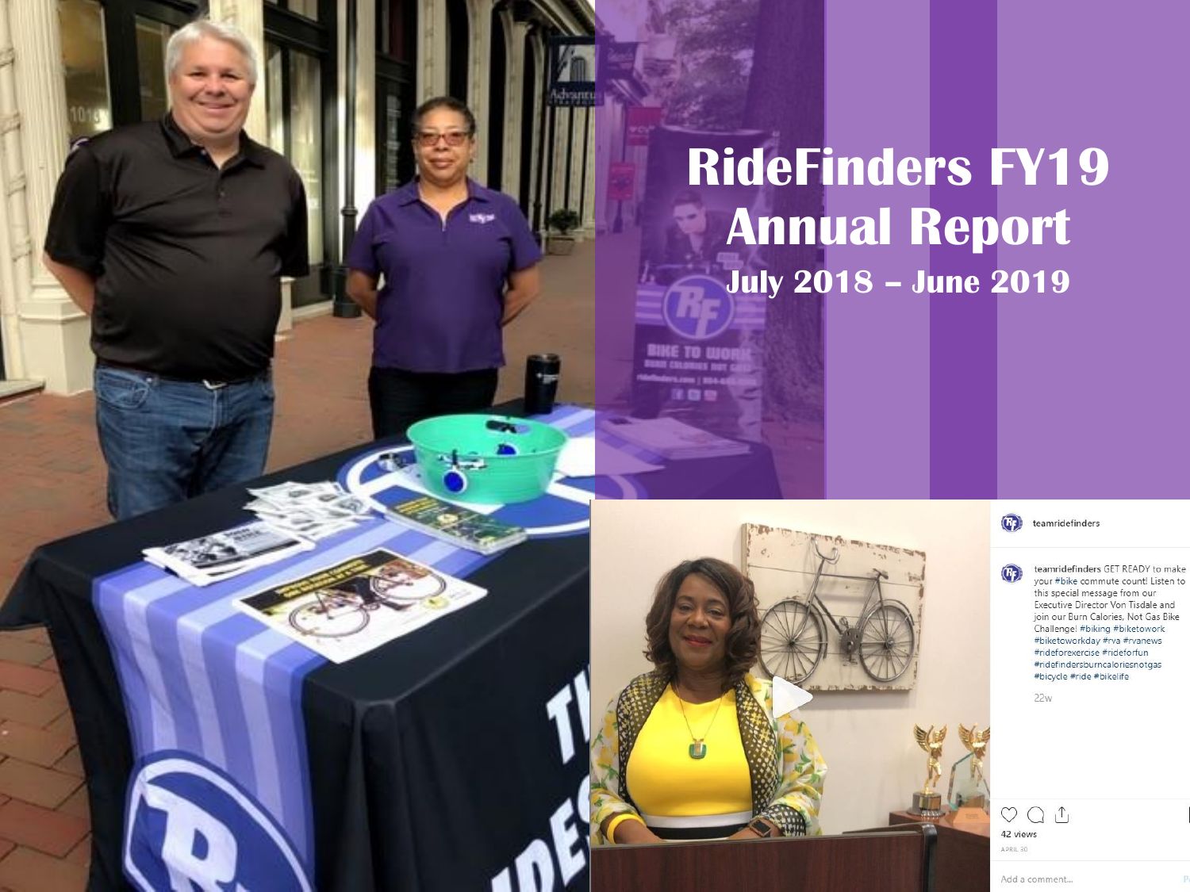# RideFinders FY19 Annual Report

## July 2018 – June 2019

teamridefinders

teamridefinders GET READY to make your #bike commute count! Listen to this special message from our Executive Director Von Tisdale and join our Burn Calories, Not Gas Bike Challenge! #biking #biketowork #biketoworkday #rva #rvanews #rideforexercise #rideforfun #ridefindersburncaloriesnotgas #bicycle #ride #bikelife

22w

42 views

APRIL 30

Add a comment...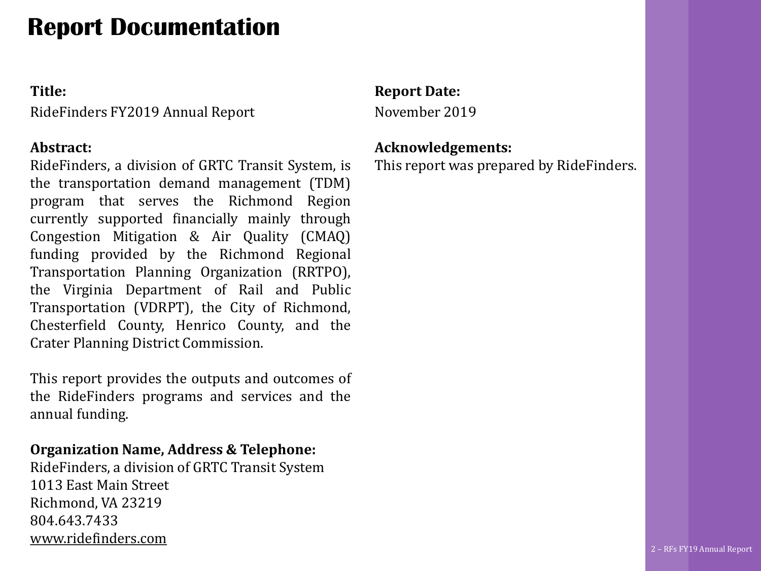# Report Documentation

**Title:**
RideFinders FY2019 Annual Report

**Abstract:**
RideFinders, a division of GRTC Transit System, is the transportation demand management (TDM) program that serves the Richmond Region currently supported financially mainly through Congestion Mitigation & Air Quality (CMAQ) funding provided by the Richmond Regional Transportation Planning Organization (RRTPO), the Virginia Department of Rail and Public Transportation (VDRPT), the City of Richmond, Chesterfield County, Henrico County, and the Crater Planning District Commission.

This report provides the outputs and outcomes of the RideFinders programs and services and the annual funding.

**Organization Name, Address & Telephone:**
RideFinders, a division of GRTC Transit System
1013 East Main Street
Richmond, VA 23219
804.643.7433
www.ridefinders.com

**Report Date:**
November 2019

**Acknowledgements:**
This report was prepared by RideFinders.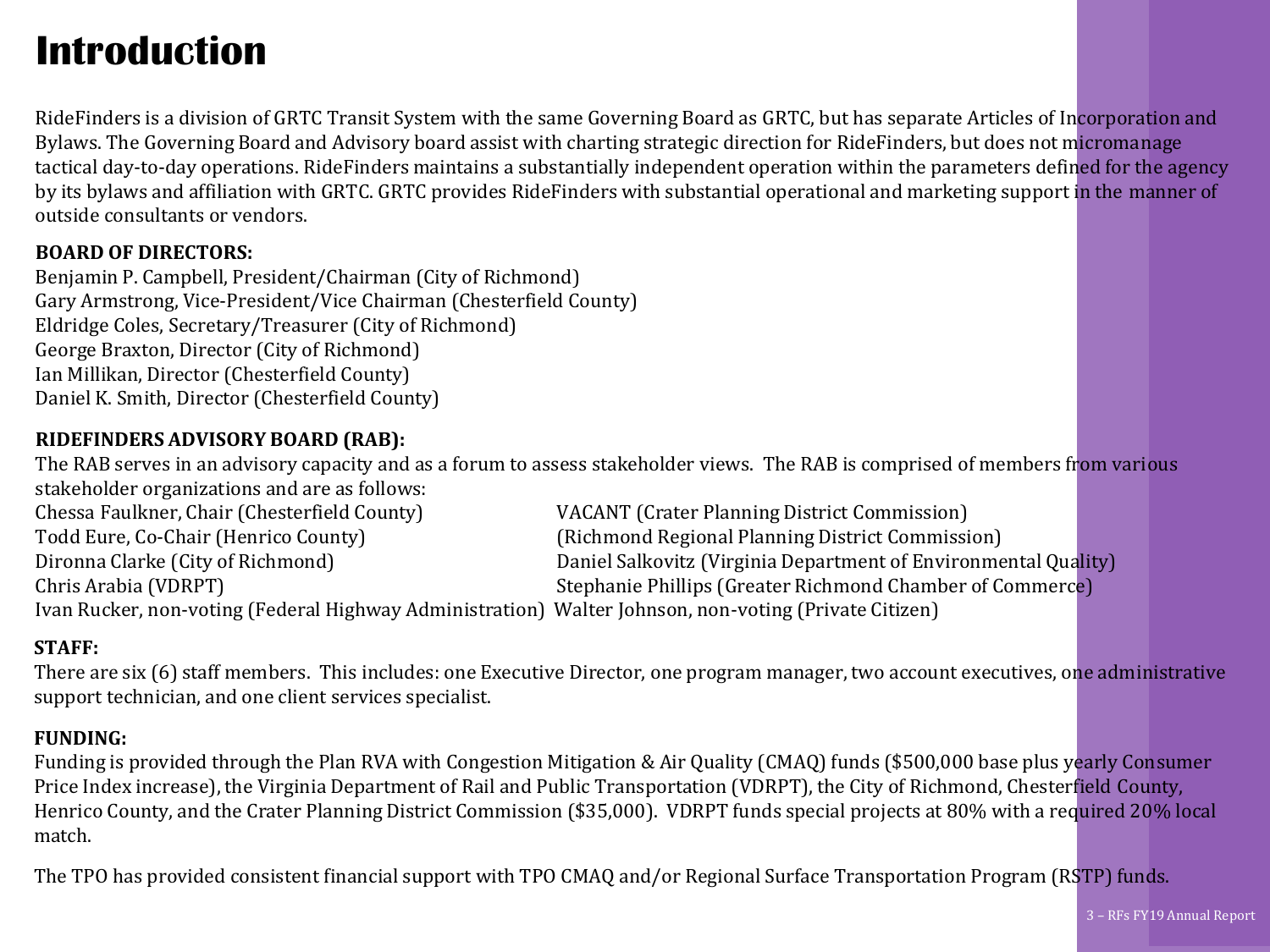# Introduction

RideFinders is a division of GRTC Transit System with the same Governing Board as GRTC, but has separate Articles of Incorporation and Bylaws. The Governing Board and Advisory board assist with charting strategic direction for RideFinders, but does not micromanage tactical day-to-day operations. RideFinders maintains a substantially independent operation within the parameters defined for the agency by its bylaws and affiliation with GRTC. GRTC provides RideFinders with substantial operational and marketing support in the manner of outside consultants or vendors.

**BOARD OF DIRECTORS:**

Benjamin P. Campbell, President/Chairman (City of Richmond)
Gary Armstrong, Vice-President/Vice Chairman (Chesterfield County)
Eldridge Coles, Secretary/Treasurer (City of Richmond)
George Braxton, Director (City of Richmond)
Ian Millikan, Director (Chesterfield County)
Daniel K. Smith, Director (Chesterfield County)

**RIDEFINDERS ADVISORY BOARD (RAB):**

The RAB serves in an advisory capacity and as a forum to assess stakeholder views. The RAB is comprised of members from various stakeholder organizations and are as follows:

Chessa Faulkner, Chair (Chesterfield County)
Todd Eure, Co-Chair (Henrico County)
Dironna Clarke (City of Richmond)
Chris Arabia (VDRPT)
Ivan Rucker, non-voting (Federal Highway Administration)
VACANT (Crater Planning District Commission)
(Richmond Regional Planning District Commission)
Daniel Salkovitz (Virginia Department of Environmental Quality)
Stephanie Phillips (Greater Richmond Chamber of Commerce)
Walter Johnson, non-voting (Private Citizen)

**STAFF:**

There are six (6) staff members. This includes: one Executive Director, one program manager, two account executives, one administrative support technician, and one client services specialist.

**FUNDING:**

Funding is provided through the Plan RVA with Congestion Mitigation & Air Quality (CMAQ) funds ($500,000 base plus yearly Consumer Price Index increase), the Virginia Department of Rail and Public Transportation (VDRPT), the City of Richmond, Chesterfield County, Henrico County, and the Crater Planning District Commission ($35,000). VDRPT funds special projects at 80% with a required 20% local match.

The TPO has provided consistent financial support with TPO CMAQ and/or Regional Surface Transportation Program (RSTP) funds.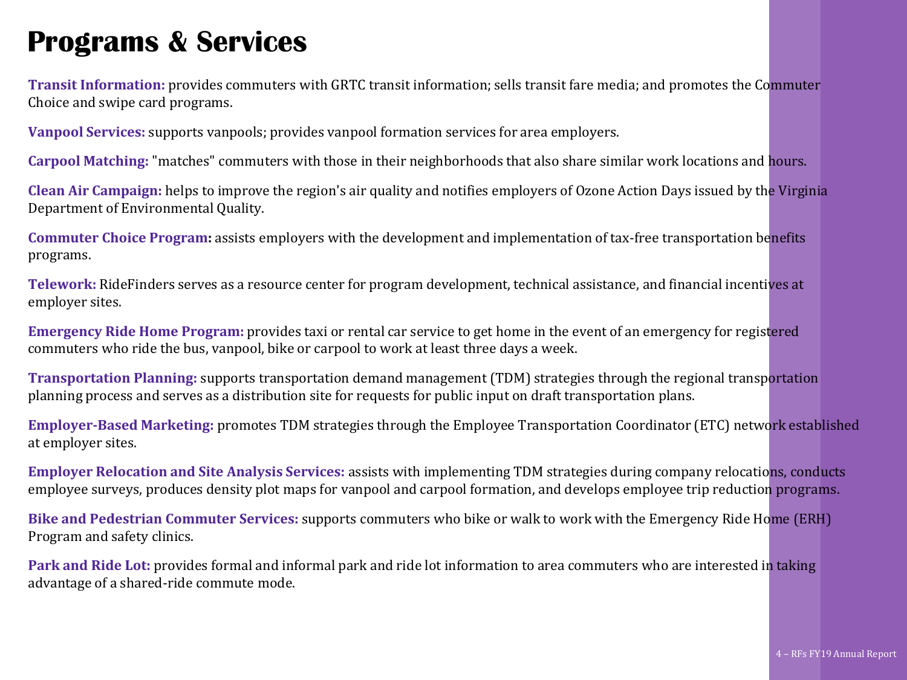# Programs & Services

**Transit Information:** provides commuters with GRTC transit information; sells transit fare media; and promotes the Commuter Choice and swipe card programs.

**Vanpool Services:** supports vanpools; provides vanpool formation services for area employers.

**Carpool Matching:** "matches" commuters with those in their neighborhoods that also share similar work locations and hours.

**Clean Air Campaign:** helps to improve the region's air quality and notifies employers of Ozone Action Days issued by the Virginia Department of Environmental Quality.

**Commuter Choice Program:** assists employers with the development and implementation of tax-free transportation benefits programs.

**Telework:** RideFinders serves as a resource center for program development, technical assistance, and financial incentives at employer sites.

**Emergency Ride Home Program:** provides taxi or rental car service to get home in the event of an emergency for registered commuters who ride the bus, vanpool, bike or carpool to work at least three days a week.

**Transportation Planning:** supports transportation demand management (TDM) strategies through the regional transportation planning process and serves as a distribution site for requests for public input on draft transportation plans.

**Employer-Based Marketing:** promotes TDM strategies through the Employee Transportation Coordinator (ETC) network established at employer sites.

**Employer Relocation and Site Analysis Services:** assists with implementing TDM strategies during company relocations, conducts employee surveys, produces density plot maps for vanpool and carpool formation, and develops employee trip reduction programs.

**Bike and Pedestrian Commuter Services:** supports commuters who bike or walk to work with the Emergency Ride Home (ERH) Program and safety clinics.

**Park and Ride Lot:** provides formal and informal park and ride lot information to area commuters who are interested in taking advantage of a shared-ride commute mode.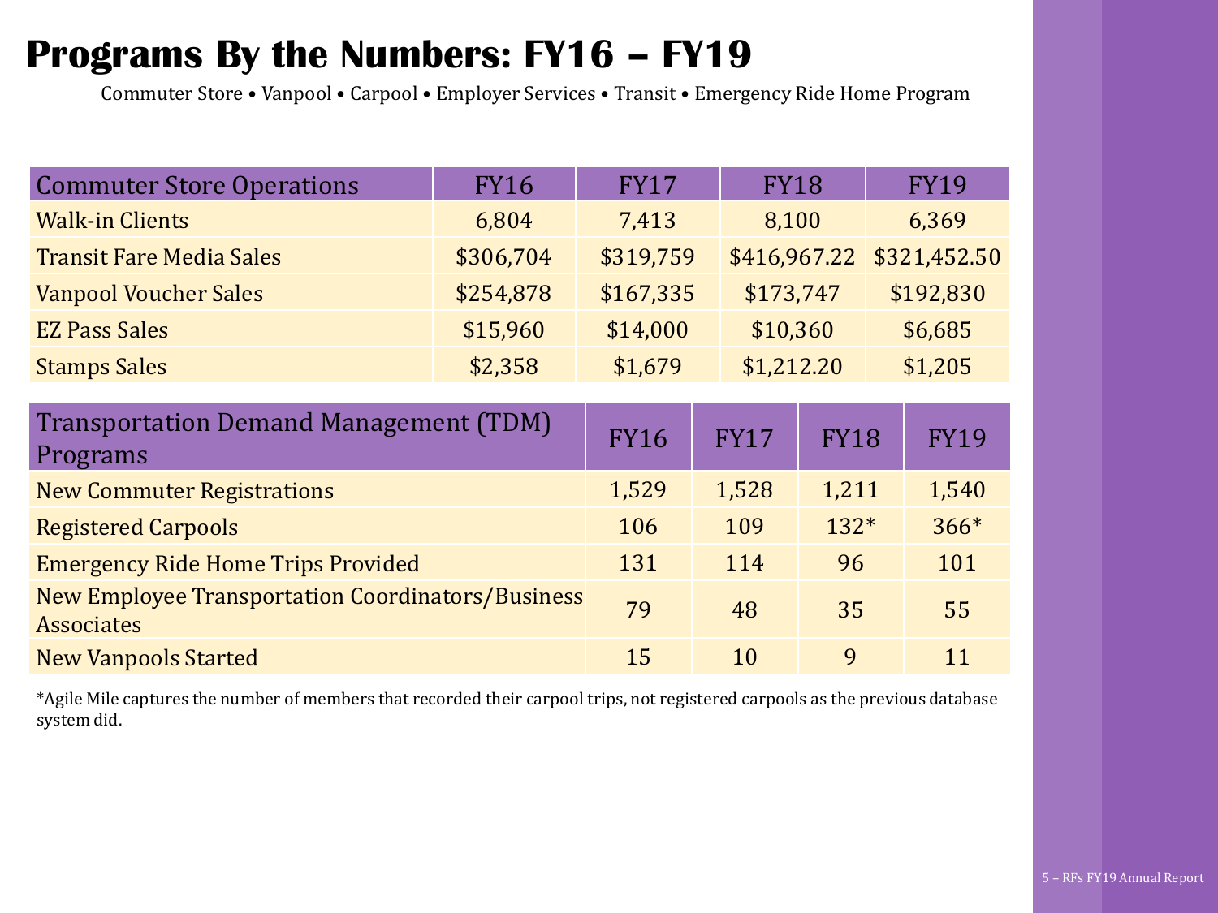# Programs By the Numbers: FY16 – FY19

Commuter Store • Vanpool • Carpool • Employer Services • Transit • Emergency Ride Home Program

| Commuter Store Operations | FY16 | FY17 | FY18 | FY19 |
|---|---|---|---|---|
| Walk-in Clients | 6,804 | 7,413 | 8,100 | 6,369 |
| Transit Fare Media Sales | $306,704 | $319,759 | $416,967.22 | $321,452.50 |
| Vanpool Voucher Sales | $254,878 | $167,335 | $173,747 | $192,830 |
| EZ Pass Sales | $15,960 | $14,000 | $10,360 | $6,685 |
| Stamps Sales | $2,358 | $1,679 | $1,212.20 | $1,205 |

| Transportation Demand Management (TDM) Programs | FY16 | FY17 | FY18 | FY19 |
|---|---|---|---|---|
| New Commuter Registrations | 1,529 | 1,528 | 1,211 | 1,540 |
| Registered Carpools | 106 | 109 | 132* | 366* |
| Emergency Ride Home Trips Provided | 131 | 114 | 96 | 101 |
| New Employee Transportation Coordinators/Business Associates | 79 | 48 | 35 | 55 |
| New Vanpools Started | 15 | 10 | 9 | 11 |

*Agile Mile captures the number of members that recorded their carpool trips, not registered carpools as the previous database system did.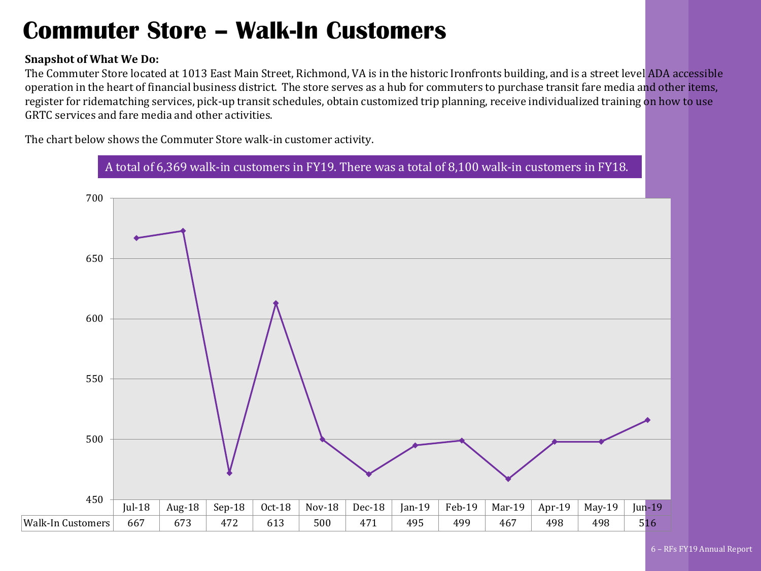# Commuter Store – Walk-In Customers

**Snapshot of What We Do:**

The Commuter Store located at 1013 East Main Street, Richmond, VA is in the historic Ironfronts building, and is a street level ADA accessible operation in the heart of financial business district. The store serves as a hub for commuters to purchase transit fare media and other items, register for ridematching services, pick-up transit schedules, obtain customized trip planning, receive individualized training on how to use GRTC services and fare media and other activities.

The chart below shows the Commuter Store walk-in customer activity.

A total of 6,369 walk-in customers in FY19. There was a total of 8,100 walk-in customers in FY18.

| | Jul-18 | Aug-18 | Sep-18 | Oct-18 | Nov-18 | Dec-18 | Jan-19 | Feb-19 | Mar-19 | Apr-19 | May-19 | Jun-19 |
|---|---|---|---|---|---|---|---|---|---|---|---|---|
| Walk-In Customers | 667 | 673 | 472 | 613 | 500 | 471 | 495 | 499 | 467 | 498 | 498 | 516 |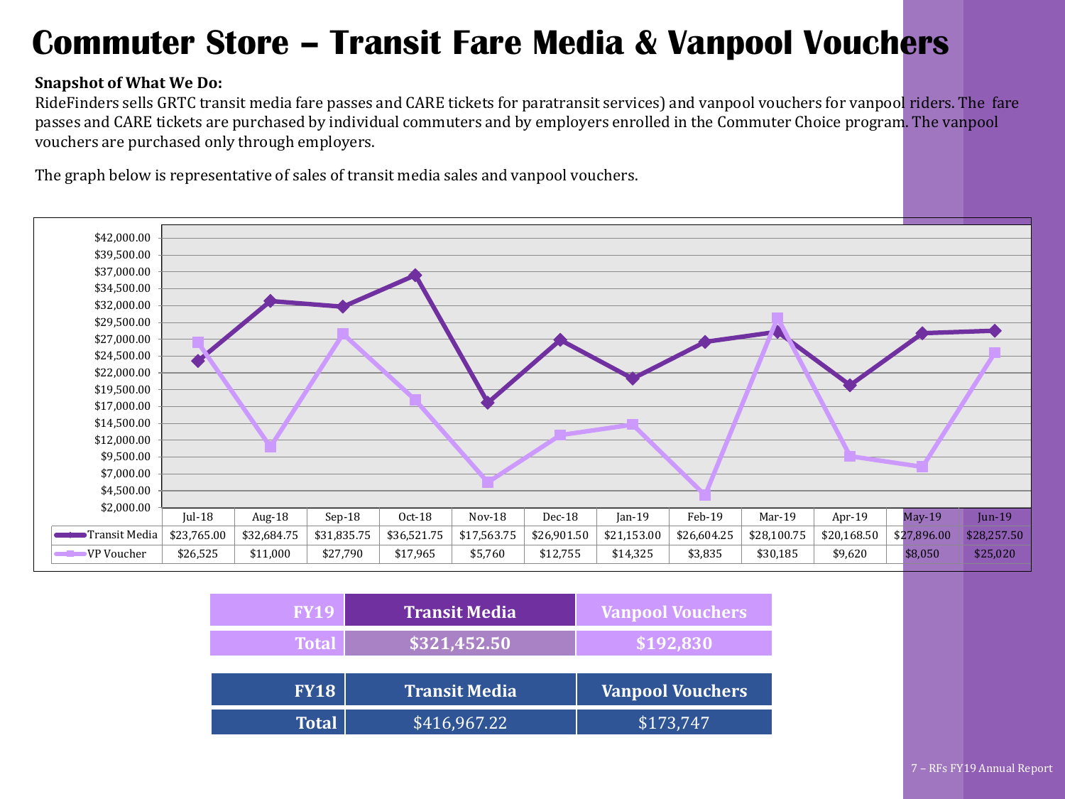# Commuter Store – Transit Fare Media & Vanpool Vouchers

**Snapshot of What We Do:**

RideFinders sells GRTC transit media fare passes and CARE tickets for paratransit services) and vanpool vouchers for vanpool riders. The fare passes and CARE tickets are purchased by individual commuters and by employers enrolled in the Commuter Choice program. The vanpool vouchers are purchased only through employers.

The graph below is representative of sales of transit media sales and vanpool vouchers.

| | Jul-18 | Aug-18 | Sep-18 | Oct-18 | Nov-18 | Dec-18 | Jan-19 | Feb-19 | Mar-19 | Apr-19 | May-19 | Jun-19 |
|---|---|---|---|---|---|---|---|---|---|---|---|---|
| Transit Media | $23,765.00 | $32,684.75 | $31,835.75 | $36,521.75 | $17,563.75 | $26,901.50 | $21,153.00 | $26,604.25 | $28,100.75 | $20,168.50 | $27,896.00 | $28,257.50 |
| VP Voucher | $26,525 | $11,000 | $27,790 | $17,965 | $5,760 | $12,755 | $14,325 | $3,835 | $30,185 | $9,620 | $8,050 | $25,020 |

| FY19 | Transit Media | Vanpool Vouchers |
|---|---|---|
| Total | $321,452.50 | $192,830 |

| FY18 | Transit Media | Vanpool Vouchers |
|---|---|---|
| Total | $416,967.22 | $173,747 |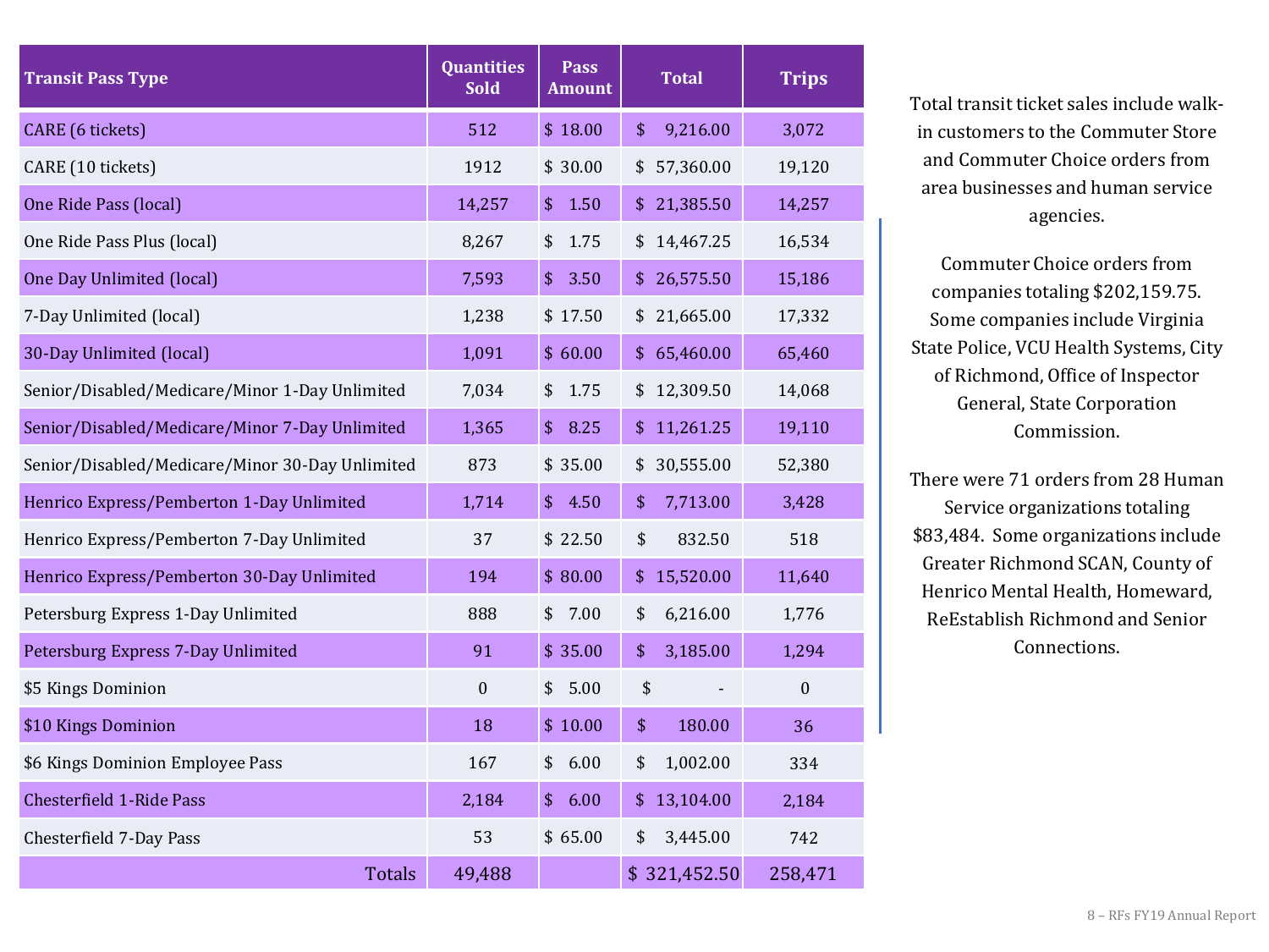| Transit Pass Type | Quantities Sold | Pass Amount | Total | Trips |
|---|---|---|---|---|
| CARE (6 tickets) | 512 | $ 18.00 | $ 9,216.00 | 3,072 |
| CARE (10 tickets) | 1912 | $ 30.00 | $ 57,360.00 | 19,120 |
| One Ride Pass (local) | 14,257 | $ 1.50 | $ 21,385.50 | 14,257 |
| One Ride Pass Plus (local) | 8,267 | $ 1.75 | $ 14,467.25 | 16,534 |
| One Day Unlimited (local) | 7,593 | $ 3.50 | $ 26,575.50 | 15,186 |
| 7-Day Unlimited (local) | 1,238 | $ 17.50 | $ 21,665.00 | 17,332 |
| 30-Day Unlimited (local) | 1,091 | $ 60.00 | $ 65,460.00 | 65,460 |
| Senior/Disabled/Medicare/Minor 1-Day Unlimited | 7,034 | $ 1.75 | $ 12,309.50 | 14,068 |
| Senior/Disabled/Medicare/Minor 7-Day Unlimited | 1,365 | $ 8.25 | $ 11,261.25 | 19,110 |
| Senior/Disabled/Medicare/Minor 30-Day Unlimited | 873 | $ 35.00 | $ 30,555.00 | 52,380 |
| Henrico Express/Pemberton 1-Day Unlimited | 1,714 | $ 4.50 | $ 7,713.00 | 3,428 |
| Henrico Express/Pemberton 7-Day Unlimited | 37 | $ 22.50 | $ 832.50 | 518 |
| Henrico Express/Pemberton 30-Day Unlimited | 194 | $ 80.00 | $ 15,520.00 | 11,640 |
| Petersburg Express 1-Day Unlimited | 888 | $ 7.00 | $ 6,216.00 | 1,776 |
| Petersburg Express 7-Day Unlimited | 91 | $ 35.00 | $ 3,185.00 | 1,294 |
| $5 Kings Dominion | 0 | $ 5.00 | $ - | 0 |
| $10 Kings Dominion | 18 | $ 10.00 | $ 180.00 | 36 |
| $6 Kings Dominion Employee Pass | 167 | $ 6.00 | $ 1,002.00 | 334 |
| Chesterfield 1-Ride Pass | 2,184 | $ 6.00 | $ 13,104.00 | 2,184 |
| Chesterfield 7-Day Pass | 53 | $ 65.00 | $ 3,445.00 | 742 |
| Totals | 49,488 | | $ 321,452.50 | 258,471 |

Total transit ticket sales include walk-in customers to the Commuter Store and Commuter Choice orders from area businesses and human service agencies.

Commuter Choice orders from companies totaling $202,159.75. Some companies include Virginia State Police, VCU Health Systems, City of Richmond, Office of Inspector General, State Corporation Commission.

There were 71 orders from 28 Human Service organizations totaling $83,484. Some organizations include Greater Richmond SCAN, County of Henrico Mental Health, Homeward, ReEstablish Richmond and Senior Connections.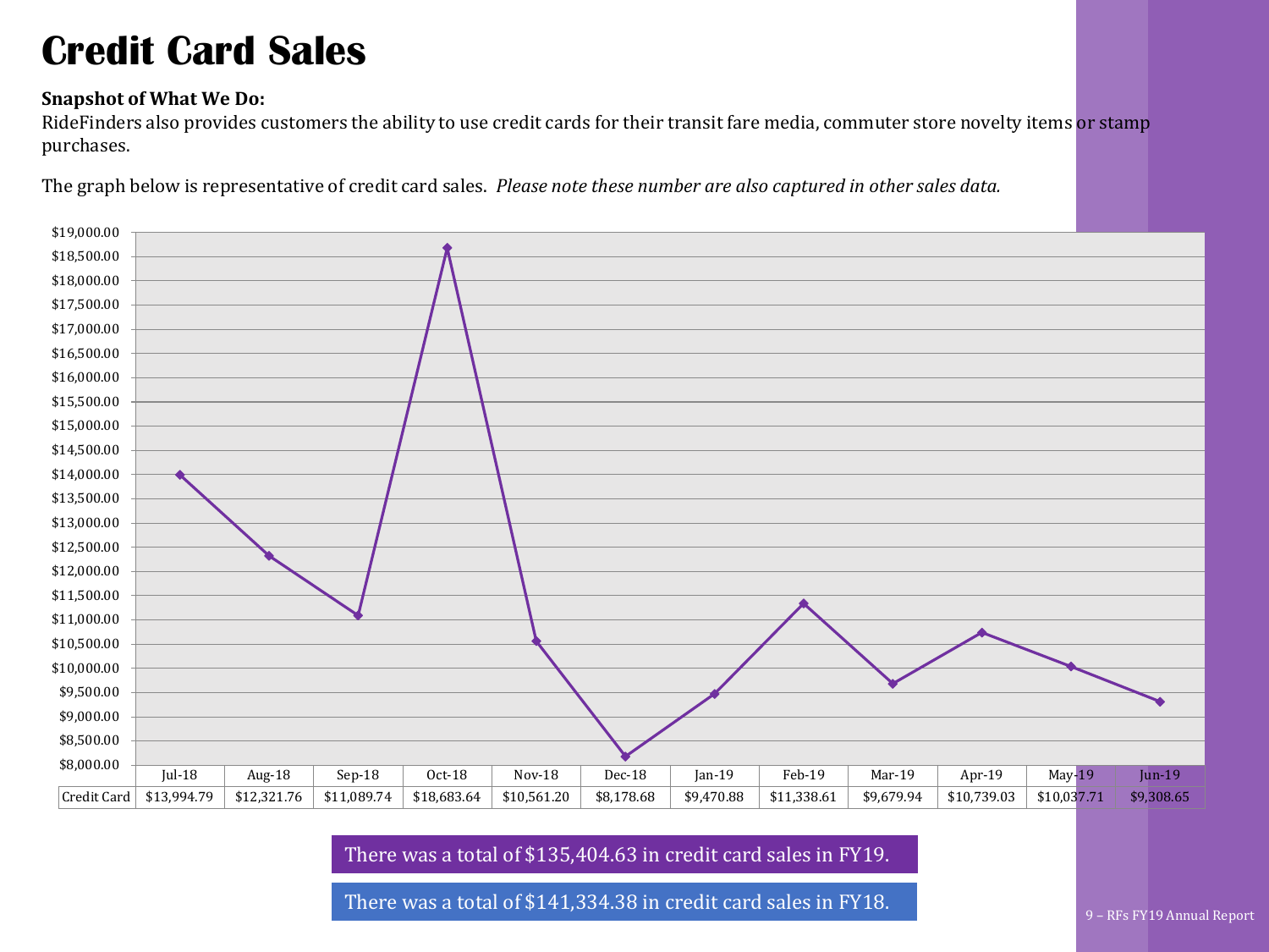# Credit Card Sales

**Snapshot of What We Do:**

RideFinders also provides customers the ability to use credit cards for their transit fare media, commuter store novelty items or stamp purchases.

The graph below is representative of credit card sales. *Please note these number are also captured in other sales data.*

| | Jul-18 | Aug-18 | Sep-18 | Oct-18 | Nov-18 | Dec-18 | Jan-19 | Feb-19 | Mar-19 | Apr-19 | May-19 | Jun-19 |
|---|---|---|---|---|---|---|---|---|---|---|---|---|
| Credit Card | $13,994.79 | $12,321.76 | $11,089.74 | $18,683.64 | $10,561.20 | $8,178.68 | $9,470.88 | $11,338.61 | $9,679.94 | $10,739.03 | $10,037.71 | $9,308.65 |

There was a total of $135,404.63 in credit card sales in FY19.

There was a total of $141,334.38 in credit card sales in FY18.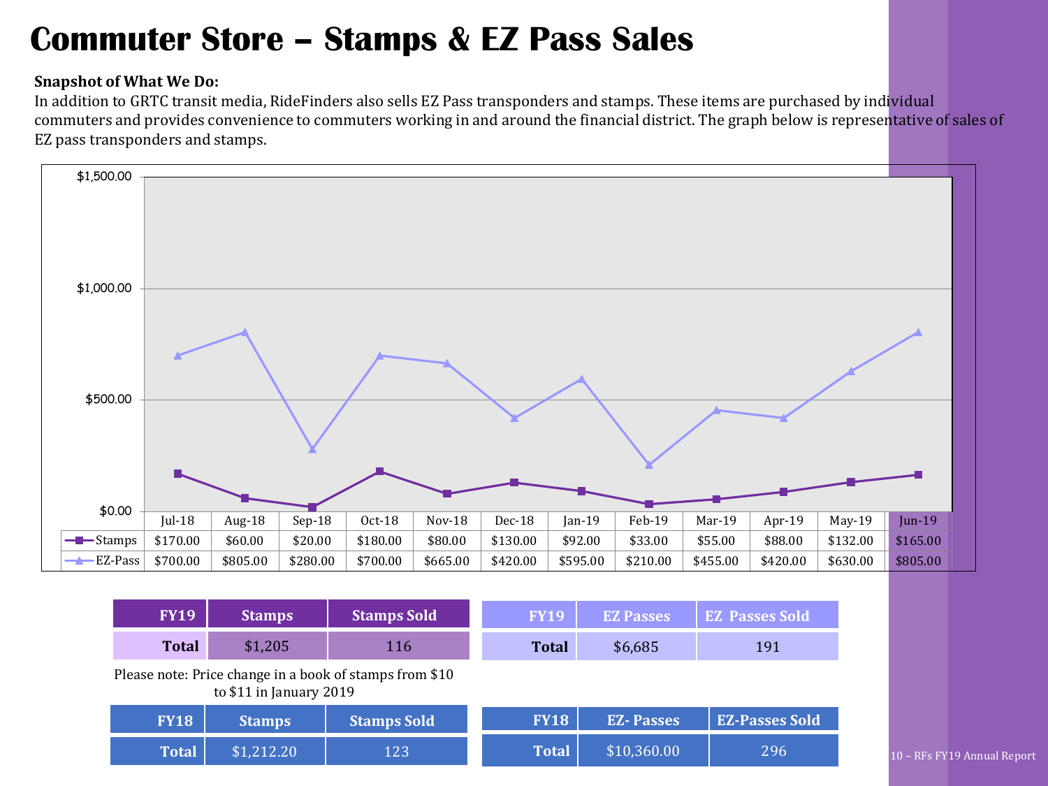# Commuter Store – Stamps & EZ Pass Sales

**Snapshot of What We Do:**

In addition to GRTC transit media, RideFinders also sells EZ Pass transponders and stamps. These items are purchased by individual commuters and provides convenience to commuters working in and around the financial district. The graph below is representative of sales of EZ pass transponders and stamps.

| | Jul-18 | Aug-18 | Sep-18 | Oct-18 | Nov-18 | Dec-18 | Jan-19 | Feb-19 | Mar-19 | Apr-19 | May-19 | Jun-19 |
|---|---|---|---|---|---|---|---|---|---|---|---|---|
| Stamps | $170.00 | $60.00 | $20.00 | $180.00 | $80.00 | $130.00 | $92.00 | $33.00 | $55.00 | $88.00 | $132.00 | $165.00 |
| EZ-Pass | $700.00 | $805.00 | $280.00 | $700.00 | $665.00 | $420.00 | $595.00 | $210.00 | $455.00 | $420.00 | $630.00 | $805.00 |

| FY19 | Stamps | Stamps Sold |
|---|---|---|
| Total | $1,205 | 116 |

| FY19 | EZ Passes | EZ Passes Sold |
|---|---|---|
| Total | $6,685 | 191 |

Please note: Price change in a book of stamps from $10 to $11 in January 2019

| FY18 | Stamps | Stamps Sold |
|---|---|---|
| Total | $1,212.20 | 123 |

| FY18 | EZ- Passes | EZ-Passes Sold |
|---|---|---|
| Total | $10,360.00 | 296 |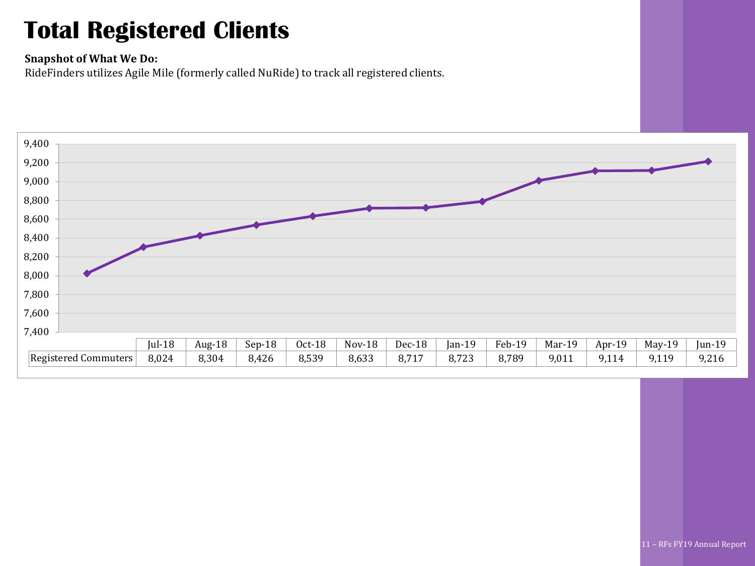# Total Registered Clients

**Snapshot of What We Do:**
RideFinders utilizes Agile Mile (formerly called NuRide) to track all registered clients.

| | Jul-18 | Aug-18 | Sep-18 | Oct-18 | Nov-18 | Dec-18 | Jan-19 | Feb-19 | Mar-19 | Apr-19 | May-19 | Jun-19 |
|---|---|---|---|---|---|---|---|---|---|---|---|---|
| Registered Commuters | 8,024 | 8,304 | 8,426 | 8,539 | 8,633 | 8,717 | 8,723 | 8,789 | 9,011 | 9,114 | 9,119 | 9,216 |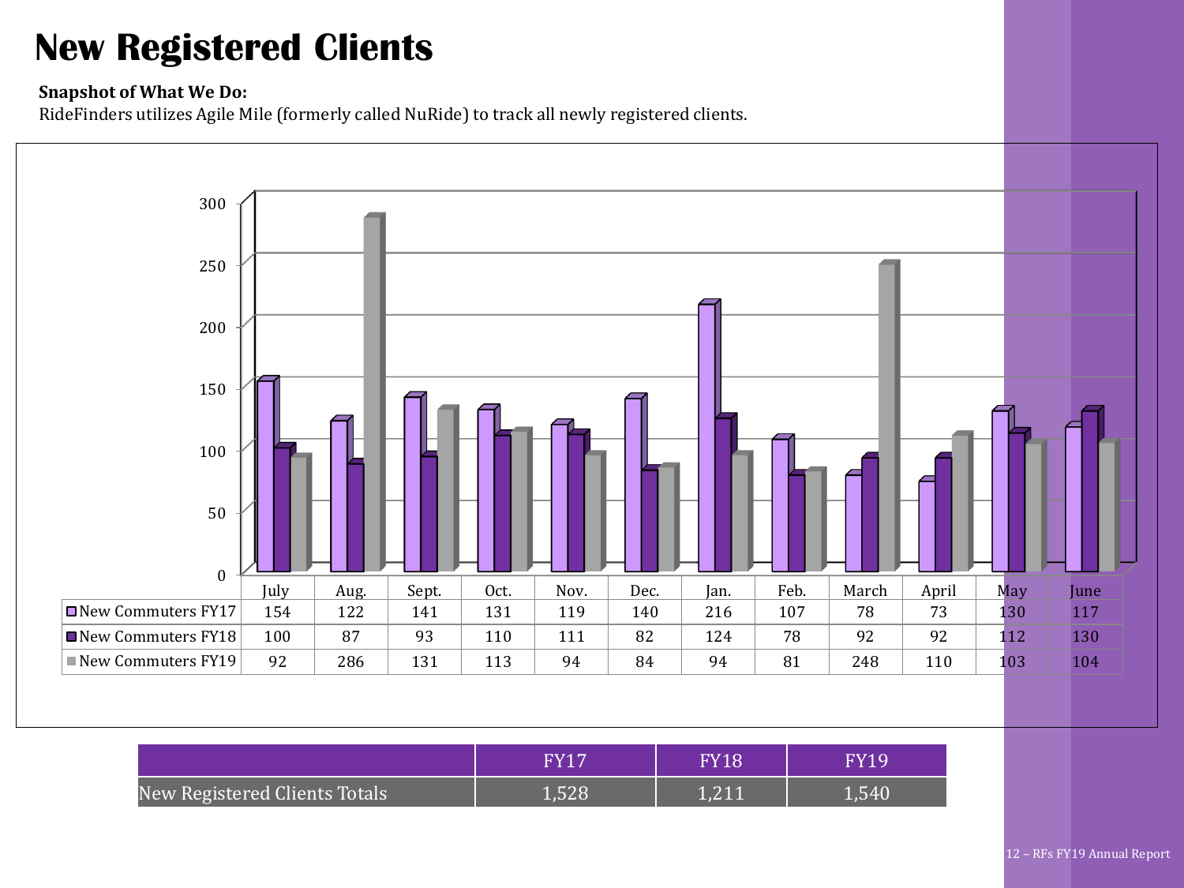# New Registered Clients

**Snapshot of What We Do:**

RideFinders utilizes Agile Mile (formerly called NuRide) to track all newly registered clients.

| | July | Aug. | Sept. | Oct. | Nov. | Dec. | Jan. | Feb. | March | April | May | June |
|---|---|---|---|---|---|---|---|---|---|---|---|---|
| New Commuters FY17 | 154 | 122 | 141 | 131 | 119 | 140 | 216 | 107 | 78 | 73 | 130 | 117 |
| New Commuters FY18 | 100 | 87 | 93 | 110 | 111 | 82 | 124 | 78 | 92 | 92 | 112 | 130 |
| New Commuters FY19 | 92 | 286 | 131 | 113 | 94 | 84 | 94 | 81 | 248 | 110 | 103 | 104 |

| | FY17 | FY18 | FY19 |
|---|---|---|---|
| New Registered Clients Totals | 1,528 | 1,211 | 1,540 |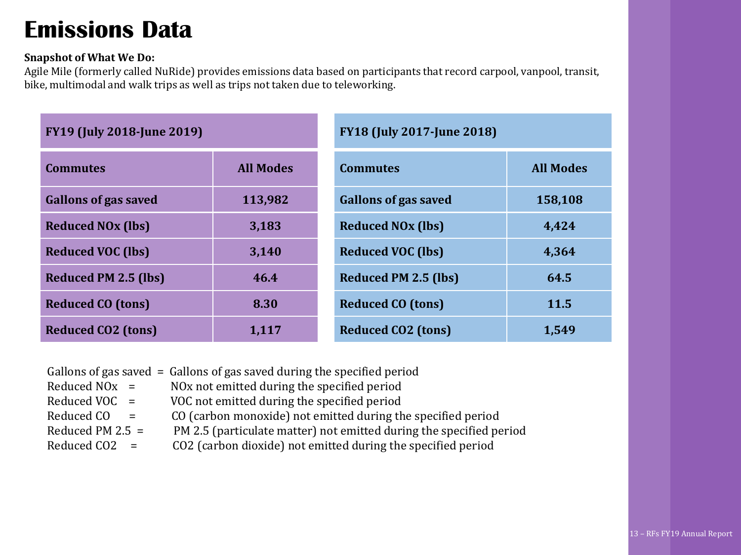# Emissions Data

**Snapshot of What We Do:**

Agile Mile (formerly called NuRide) provides emissions data based on participants that record carpool, vanpool, transit, bike, multimodal and walk trips as well as trips not taken due to teleworking.

| FY19 (July 2018-June 2019) | |
|---|---|
| **Commutes** | **All Modes** |
| **Gallons of gas saved** | **113,982** |
| **Reduced NOx (lbs)** | **3,183** |
| **Reduced VOC (lbs)** | **3,140** |
| **Reduced PM 2.5 (lbs)** | **46.4** |
| **Reduced CO (tons)** | **8.30** |
| **Reduced CO2 (tons)** | **1,117** |

| FY18 (July 2017-June 2018) | |
|---|---|
| **Commutes** | **All Modes** |
| **Gallons of gas saved** | **158,108** |
| **Reduced NOx (lbs)** | **4,424** |
| **Reduced VOC (lbs)** | **4,364** |
| **Reduced PM 2.5 (lbs)** | **64.5** |
| **Reduced CO (tons)** | **11.5** |
| **Reduced CO2 (tons)** | **1,549** |

Gallons of gas saved = Gallons of gas saved during the specified period
Reduced NOx = NOx not emitted during the specified period
Reduced VOC = VOC not emitted during the specified period
Reduced CO = CO (carbon monoxide) not emitted during the specified period
Reduced PM 2.5 = PM 2.5 (particulate matter) not emitted during the specified period
Reduced CO2 = CO2 (carbon dioxide) not emitted during the specified period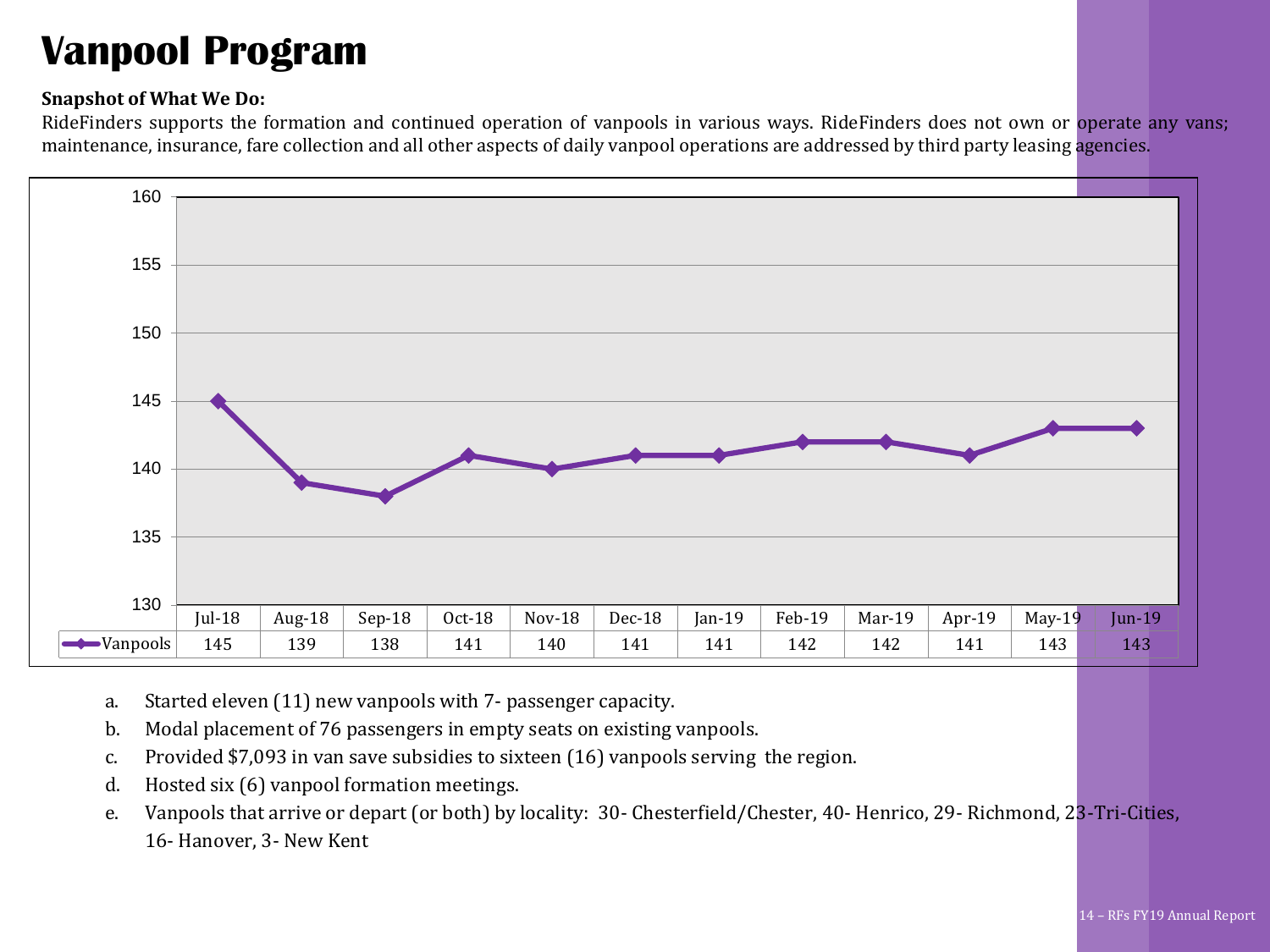# Vanpool Program

**Snapshot of What We Do:**

RideFinders supports the formation and continued operation of vanpools in various ways. RideFinders does not own or operate any vans; maintenance, insurance, fare collection and all other aspects of daily vanpool operations are addressed by third party leasing agencies.

| | Jul-18 | Aug-18 | Sep-18 | Oct-18 | Nov-18 | Dec-18 | Jan-19 | Feb-19 | Mar-19 | Apr-19 | May-19 | Jun-19 |
|---|---|---|---|---|---|---|---|---|---|---|---|---|
| Vanpools | 145 | 139 | 138 | 141 | 140 | 141 | 141 | 142 | 142 | 141 | 143 | 143 |

a. Started eleven (11) new vanpools with 7- passenger capacity.

b. Modal placement of 76 passengers in empty seats on existing vanpools.

c. Provided $7,093 in van save subsidies to sixteen (16) vanpools serving the region.

d. Hosted six (6) vanpool formation meetings.

e. Vanpools that arrive or depart (or both) by locality: 30- Chesterfield/Chester, 40- Henrico, 29- Richmond, 23-Tri-Cities, 16- Hanover, 3- New Kent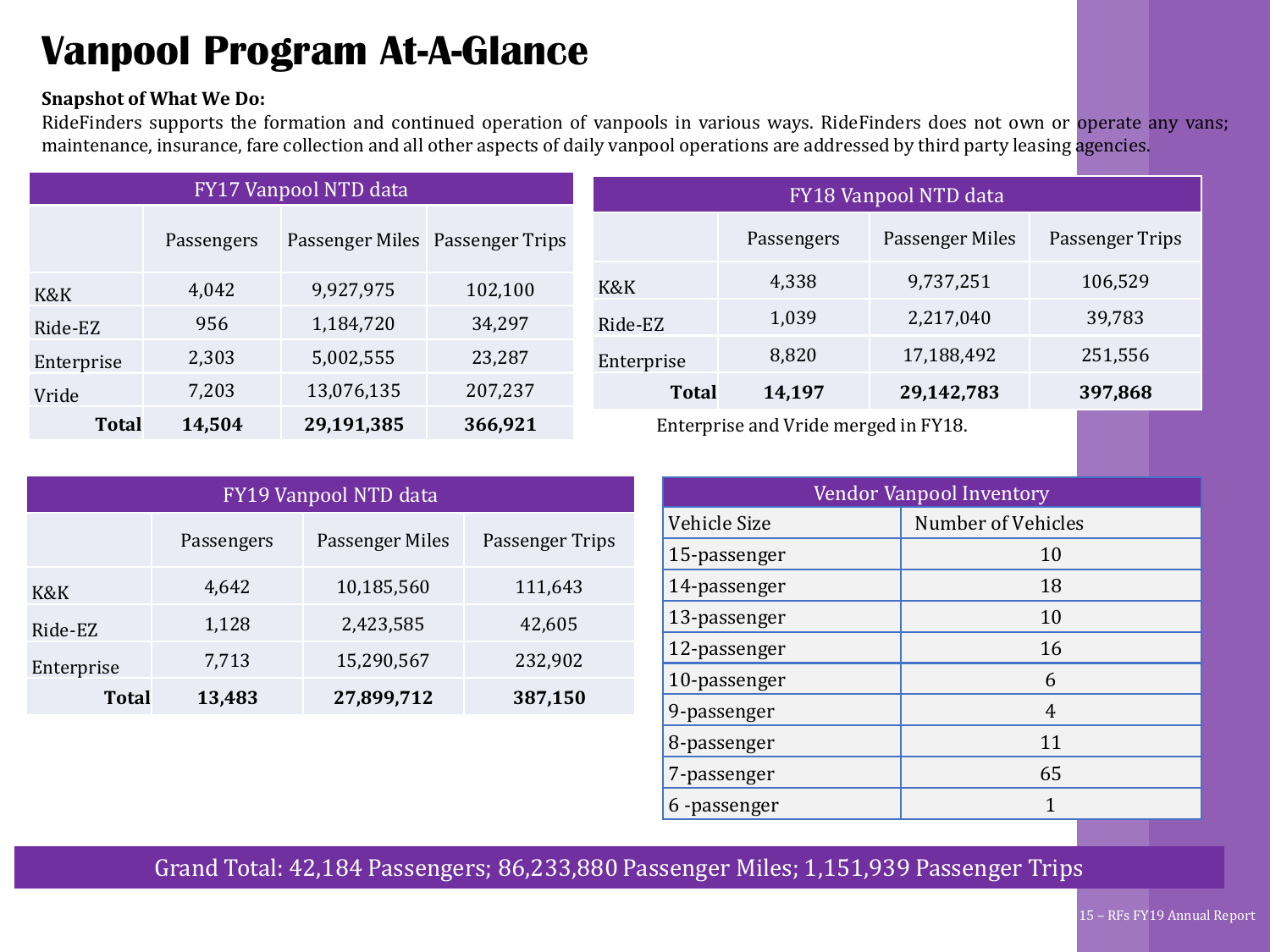# Vanpool Program At-A-Glance

**Snapshot of What We Do:**

RideFinders supports the formation and continued operation of vanpools in various ways. RideFinders does not own or operate any vans; maintenance, insurance, fare collection and all other aspects of daily vanpool operations are addressed by third party leasing agencies.

| FY17 Vanpool NTD data | | | |
|---|---|---|---|
| | Passengers | Passenger Miles | Passenger Trips |
| K&K | 4,042 | 9,927,975 | 102,100 |
| Ride-EZ | 956 | 1,184,720 | 34,297 |
| Enterprise | 2,303 | 5,002,555 | 23,287 |
| Vride | 7,203 | 13,076,135 | 207,237 |
| **Total** | **14,504** | **29,191,385** | **366,921** |

| FY18 Vanpool NTD data | | | |
|---|---|---|---|
| | Passengers | Passenger Miles | Passenger Trips |
| K&K | 4,338 | 9,737,251 | 106,529 |
| Ride-EZ | 1,039 | 2,217,040 | 39,783 |
| Enterprise | 8,820 | 17,188,492 | 251,556 |
| **Total** | **14,197** | **29,142,783** | **397,868** |

Enterprise and Vride merged in FY18.

| FY19 Vanpool NTD data | | | |
|---|---|---|---|
| | Passengers | Passenger Miles | Passenger Trips |
| K&K | 4,642 | 10,185,560 | 111,643 |
| Ride-EZ | 1,128 | 2,423,585 | 42,605 |
| Enterprise | 7,713 | 15,290,567 | 232,902 |
| **Total** | **13,483** | **27,899,712** | **387,150** |

| Vendor Vanpool Inventory | |
|---|---|
| Vehicle Size | Number of Vehicles |
| 15-passenger | 10 |
| 14-passenger | 18 |
| 13-passenger | 10 |
| 12-passenger | 16 |
| 10-passenger | 6 |
| 9-passenger | 4 |
| 8-passenger | 11 |
| 7-passenger | 65 |
| 6 -passenger | 1 |

Grand Total: 42,184 Passengers; 86,233,880 Passenger Miles; 1,151,939 Passenger Trips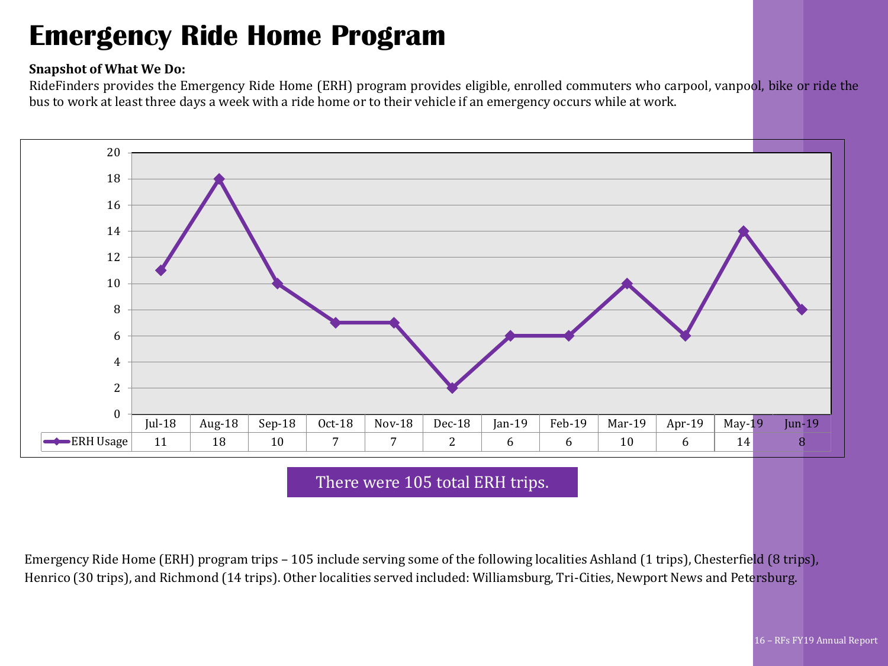# Emergency Ride Home Program

**Snapshot of What We Do:**

RideFinders provides the Emergency Ride Home (ERH) program provides eligible, enrolled commuters who carpool, vanpool, bike or ride the bus to work at least three days a week with a ride home or to their vehicle if an emergency occurs while at work.

| | Jul-18 | Aug-18 | Sep-18 | Oct-18 | Nov-18 | Dec-18 | Jan-19 | Feb-19 | Mar-19 | Apr-19 | May-19 | Jun-19 |
|---|---|---|---|---|---|---|---|---|---|---|---|---|
| ERH Usage | 11 | 18 | 10 | 7 | 7 | 2 | 6 | 6 | 10 | 6 | 14 | 8 |

There were 105 total ERH trips.

Emergency Ride Home (ERH) program trips – 105 include serving some of the following localities Ashland (1 trips), Chesterfield (8 trips), Henrico (30 trips), and Richmond (14 trips). Other localities served included: Williamsburg, Tri-Cities, Newport News and Petersburg.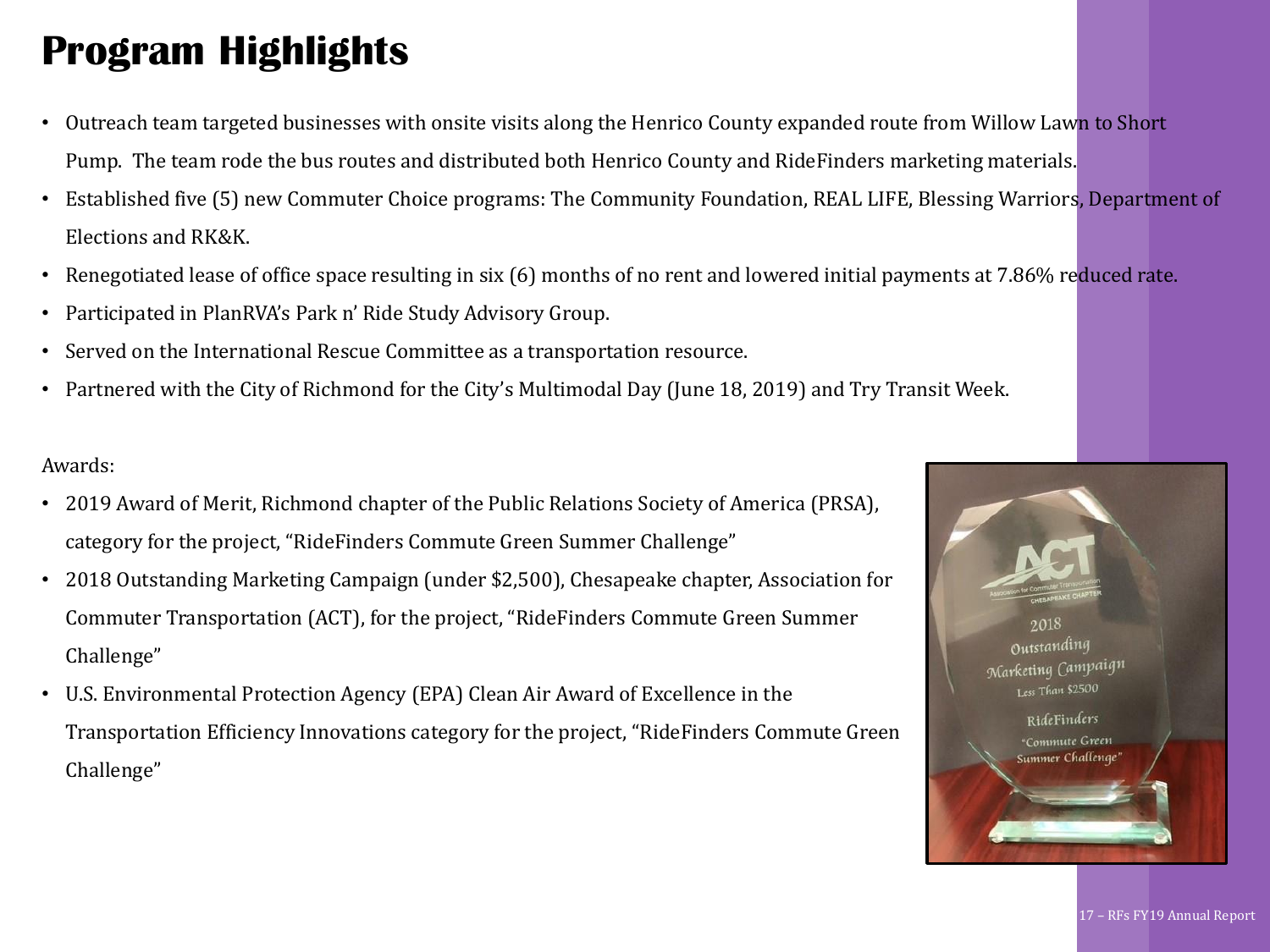# Program Highlights

- Outreach team targeted businesses with onsite visits along the Henrico County expanded route from Willow Lawn to Short Pump. The team rode the bus routes and distributed both Henrico County and RideFinders marketing materials.
- Established five (5) new Commuter Choice programs: The Community Foundation, REAL LIFE, Blessing Warriors, Department of Elections and RK&K.
- Renegotiated lease of office space resulting in six (6) months of no rent and lowered initial payments at 7.86% reduced rate.
- Participated in PlanRVA's Park n' Ride Study Advisory Group.
- Served on the International Rescue Committee as a transportation resource.
- Partnered with the City of Richmond for the City's Multimodal Day (June 18, 2019) and Try Transit Week.

Awards:

- 2019 Award of Merit, Richmond chapter of the Public Relations Society of America (PRSA), category for the project, "RideFinders Commute Green Summer Challenge"
- 2018 Outstanding Marketing Campaign (under $2,500), Chesapeake chapter, Association for Commuter Transportation (ACT), for the project, "RideFinders Commute Green Summer Challenge"
- U.S. Environmental Protection Agency (EPA) Clean Air Award of Excellence in the Transportation Efficiency Innovations category for the project, "RideFinders Commute Green Challenge"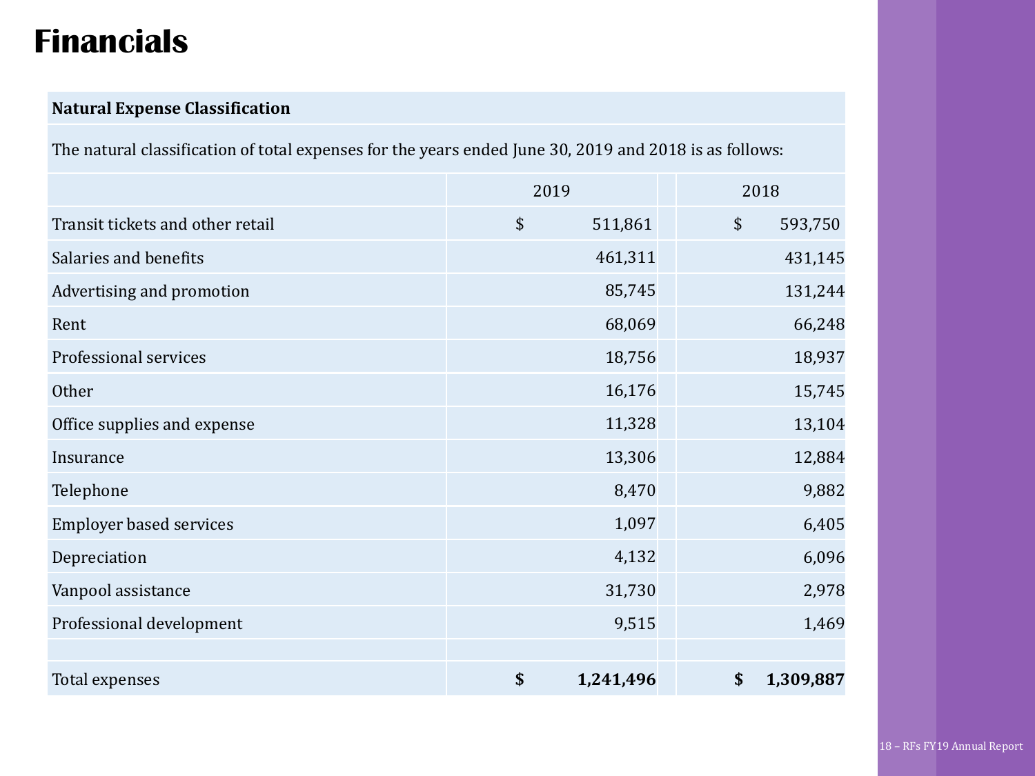# Financials

**Natural Expense Classification**

The natural classification of total expenses for the years ended June 30, 2019 and 2018 is as follows:

| | 2019 | 2018 |
|---|---|---|
| Transit tickets and other retail | $ 511,861 | $ 593,750 |
| Salaries and benefits | 461,311 | 431,145 |
| Advertising and promotion | 85,745 | 131,244 |
| Rent | 68,069 | 66,248 |
| Professional services | 18,756 | 18,937 |
| Other | 16,176 | 15,745 |
| Office supplies and expense | 11,328 | 13,104 |
| Insurance | 13,306 | 12,884 |
| Telephone | 8,470 | 9,882 |
| Employer based services | 1,097 | 6,405 |
| Depreciation | 4,132 | 6,096 |
| Vanpool assistance | 31,730 | 2,978 |
| Professional development | 9,515 | 1,469 |
| | | |
| Total expenses | **$ 1,241,496** | **$ 1,309,887** |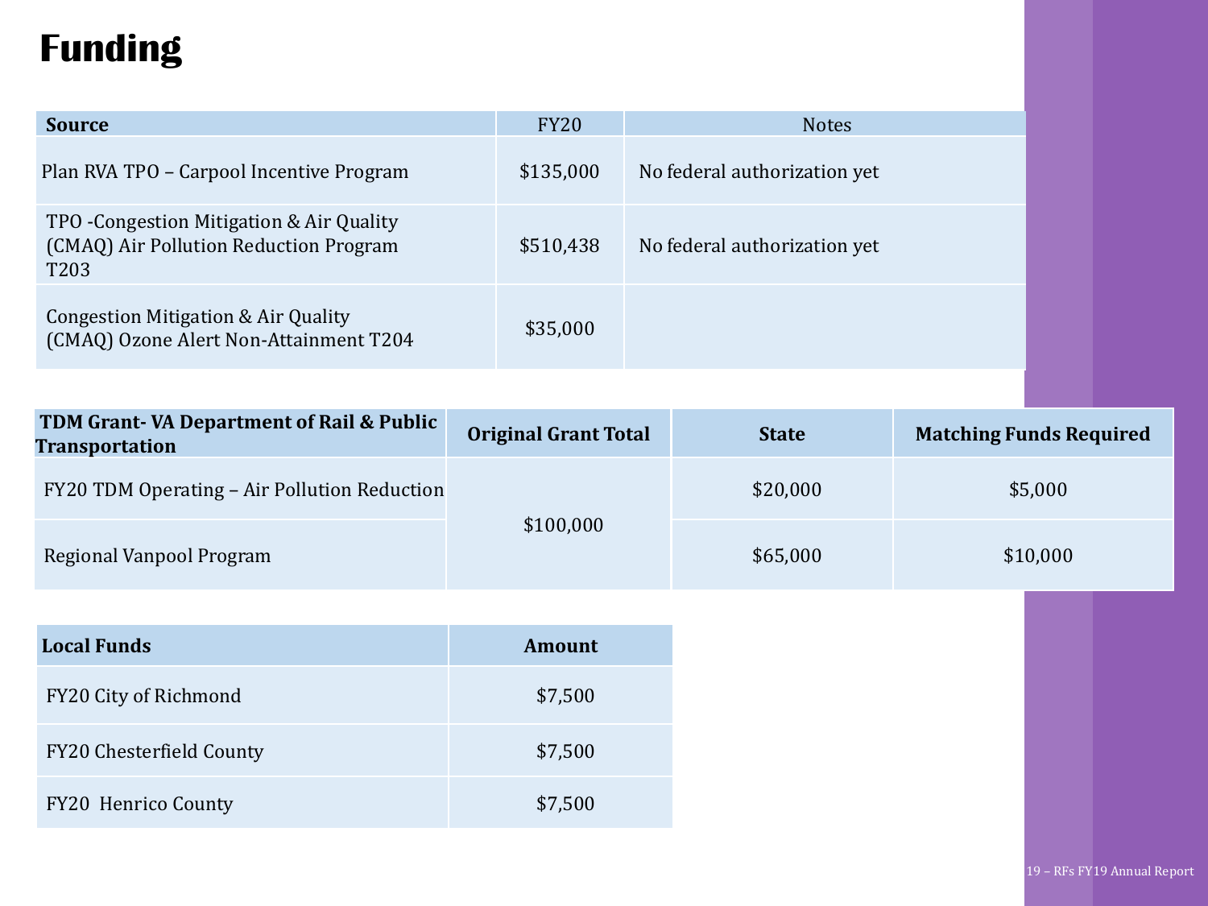# Funding

| Source | FY20 | Notes |
| --- | --- | --- |
| Plan RVA TPO – Carpool Incentive Program | $135,000 | No federal authorization yet |
| TPO -Congestion Mitigation & Air Quality (CMAQ) Air Pollution Reduction Program T203 | $510,438 | No federal authorization yet |
| Congestion Mitigation & Air Quality (CMAQ) Ozone Alert Non-Attainment T204 | $35,000 | |

| TDM Grant- VA Department of Rail & Public Transportation | Original Grant Total | State | Matching Funds Required |
| --- | --- | --- | --- |
| FY20 TDM Operating – Air Pollution Reduction | $100,000 | $20,000 | $5,000 |
| Regional Vanpool Program | | $65,000 | $10,000 |

| Local Funds | Amount |
| --- | --- |
| FY20 City of Richmond | $7,500 |
| FY20 Chesterfield County | $7,500 |
| FY20 Henrico County | $7,500 |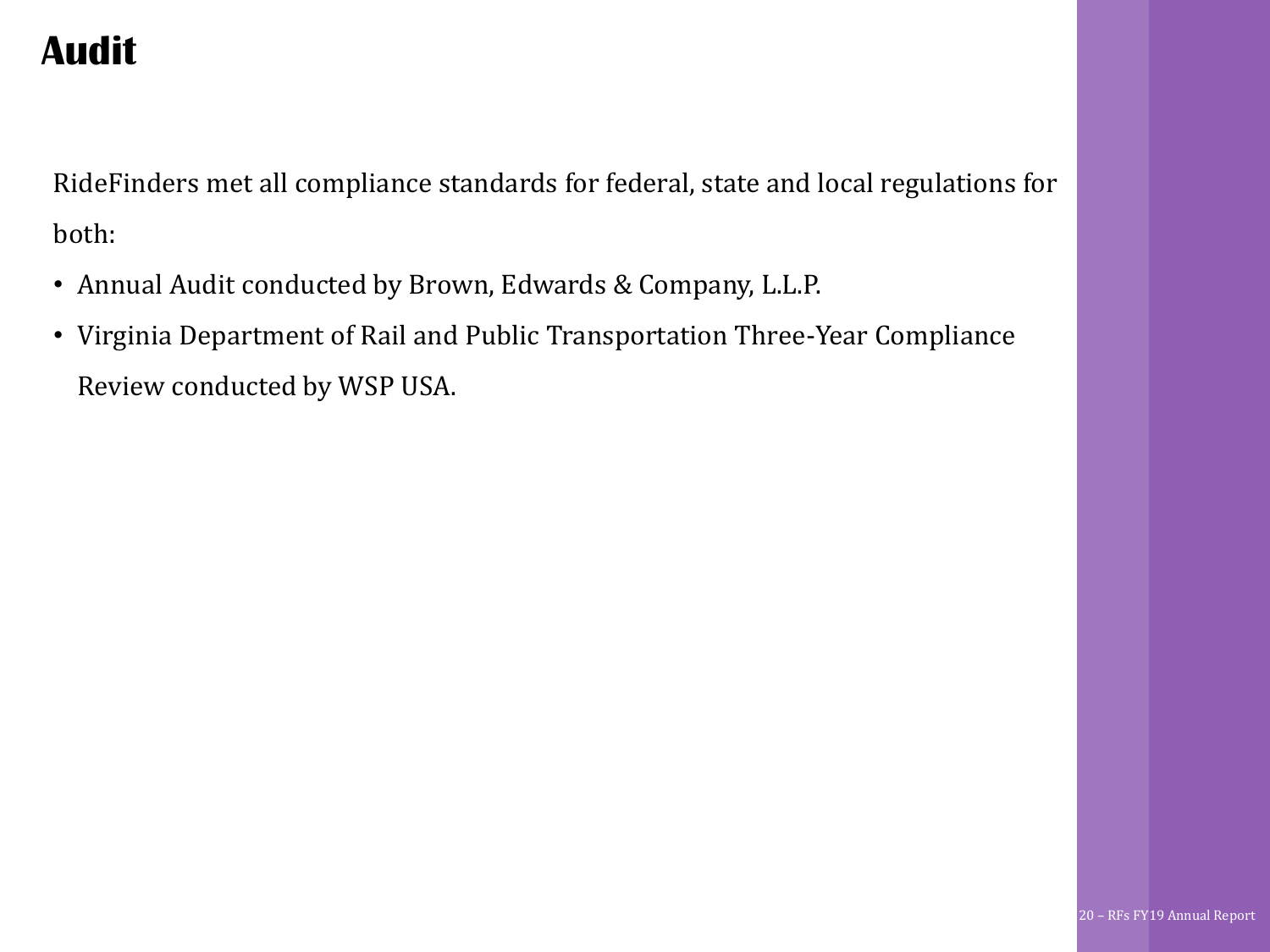# Audit

RideFinders met all compliance standards for federal, state and local regulations for both:

- Annual Audit conducted by Brown, Edwards & Company, L.L.P.
- Virginia Department of Rail and Public Transportation Three-Year Compliance Review conducted by WSP USA.